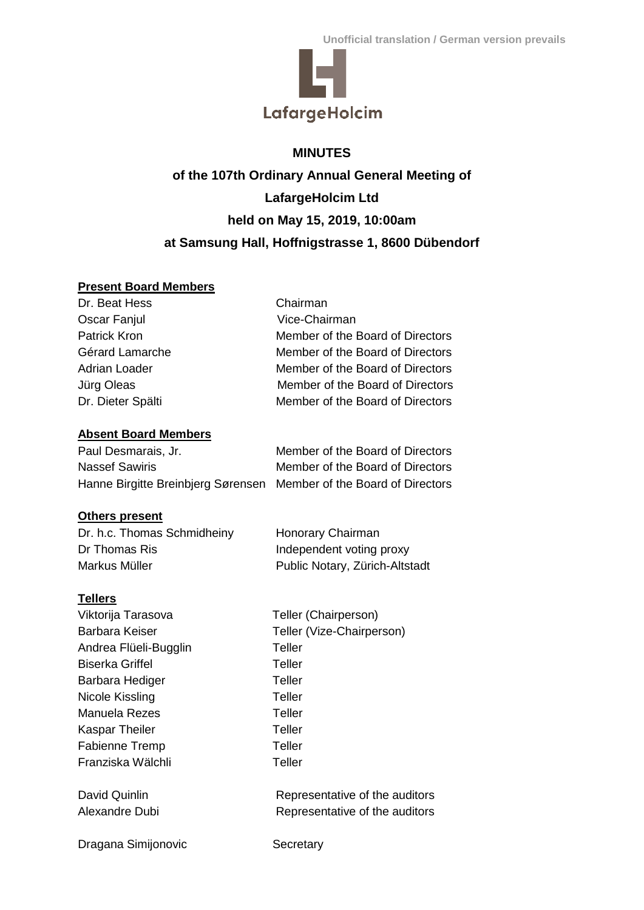Unofficial translation / German version prevails

LafargeHolcim

# MINUTES

## of the 107th Ordinary Annual General Meeting of LafargeHolcim Ltd held on May 15, 2019, 10:00am at Samsung Hall, Hoffnigstrasse 1, 8600 Dübendorf

**Present Board Members**

| | |
|---|---|
| Dr. Beat Hess | Chairman |
| Oscar Fanjul | Vice-Chairman |
| Patrick Kron | Member of the Board of Directors |
| Gérard Lamarche | Member of the Board of Directors |
| Adrian Loader | Member of the Board of Directors |
| Jürg Oleas | Member of the Board of Directors |
| Dr. Dieter Spälti | Member of the Board of Directors |

**Absent Board Members**

| | |
|---|---|
| Paul Desmarais, Jr. | Member of the Board of Directors |
| Nassef Sawiris | Member of the Board of Directors |
| Hanne Birgitte Breinbjerg Sørensen | Member of the Board of Directors |

**Others present**

| | |
|---|---|
| Dr. h.c. Thomas Schmidheiny | Honorary Chairman |
| Dr Thomas Ris | Independent voting proxy |
| Markus Müller | Public Notary, Zürich-Altstadt |

**Tellers**

| | |
|---|---|
| Viktorija Tarasova | Teller (Chairperson) |
| Barbara Keiser | Teller (Vize-Chairperson) |
| Andrea Flüeli-Bugglin | Teller |
| Biserka Griffel | Teller |
| Barbara Hediger | Teller |
| Nicole Kissling | Teller |
| Manuela Rezes | Teller |
| Kaspar Theiler | Teller |
| Fabienne Tremp | Teller |
| Franziska Wälchli | Teller |

| | |
|---|---|
| David Quinlin | Representative of the auditors |
| Alexandre Dubi | Representative of the auditors |

| | |
|---|---|
| Dragana Simijonovic | Secretary |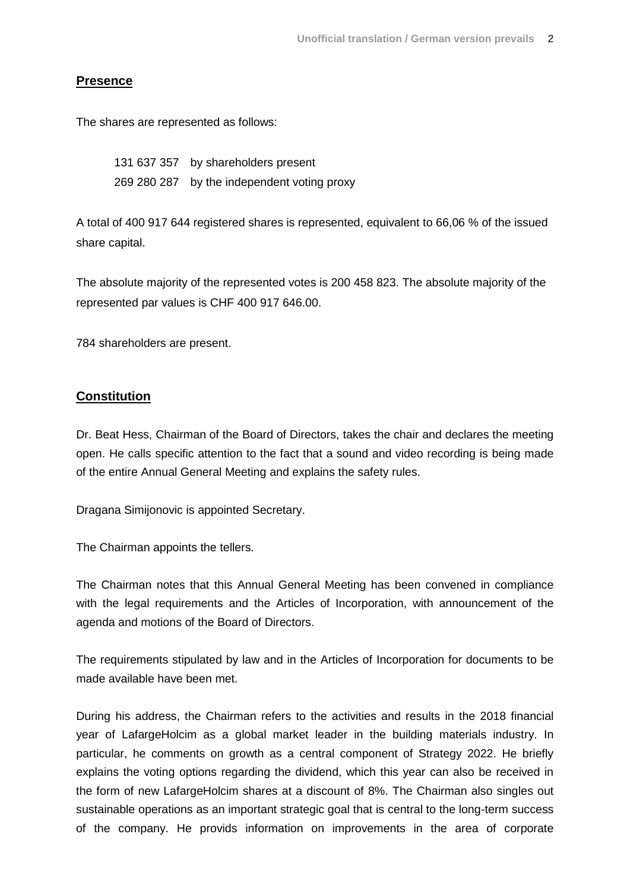## Presence

The shares are represented as follows:

131 637 357 by shareholders present
269 280 287 by the independent voting proxy

A total of 400 917 644 registered shares is represented, equivalent to 66,06 % of the issued share capital.

The absolute majority of the represented votes is 200 458 823. The absolute majority of the represented par values is CHF 400 917 646.00.

784 shareholders are present.

## Constitution

Dr. Beat Hess, Chairman of the Board of Directors, takes the chair and declares the meeting open. He calls specific attention to the fact that a sound and video recording is being made of the entire Annual General Meeting and explains the safety rules.

Dragana Simijonovic is appointed Secretary.

The Chairman appoints the tellers.

The Chairman notes that this Annual General Meeting has been convened in compliance with the legal requirements and the Articles of Incorporation, with announcement of the agenda and motions of the Board of Directors.

The requirements stipulated by law and in the Articles of Incorporation for documents to be made available have been met.

During his address, the Chairman refers to the activities and results in the 2018 financial year of LafargeHolcim as a global market leader in the building materials industry. In particular, he comments on growth as a central component of Strategy 2022. He briefly explains the voting options regarding the dividend, which this year can also be received in the form of new LafargeHolcim shares at a discount of 8%. The Chairman also singles out sustainable operations as an important strategic goal that is central to the long-term success of the company. He provids information on improvements in the area of corporate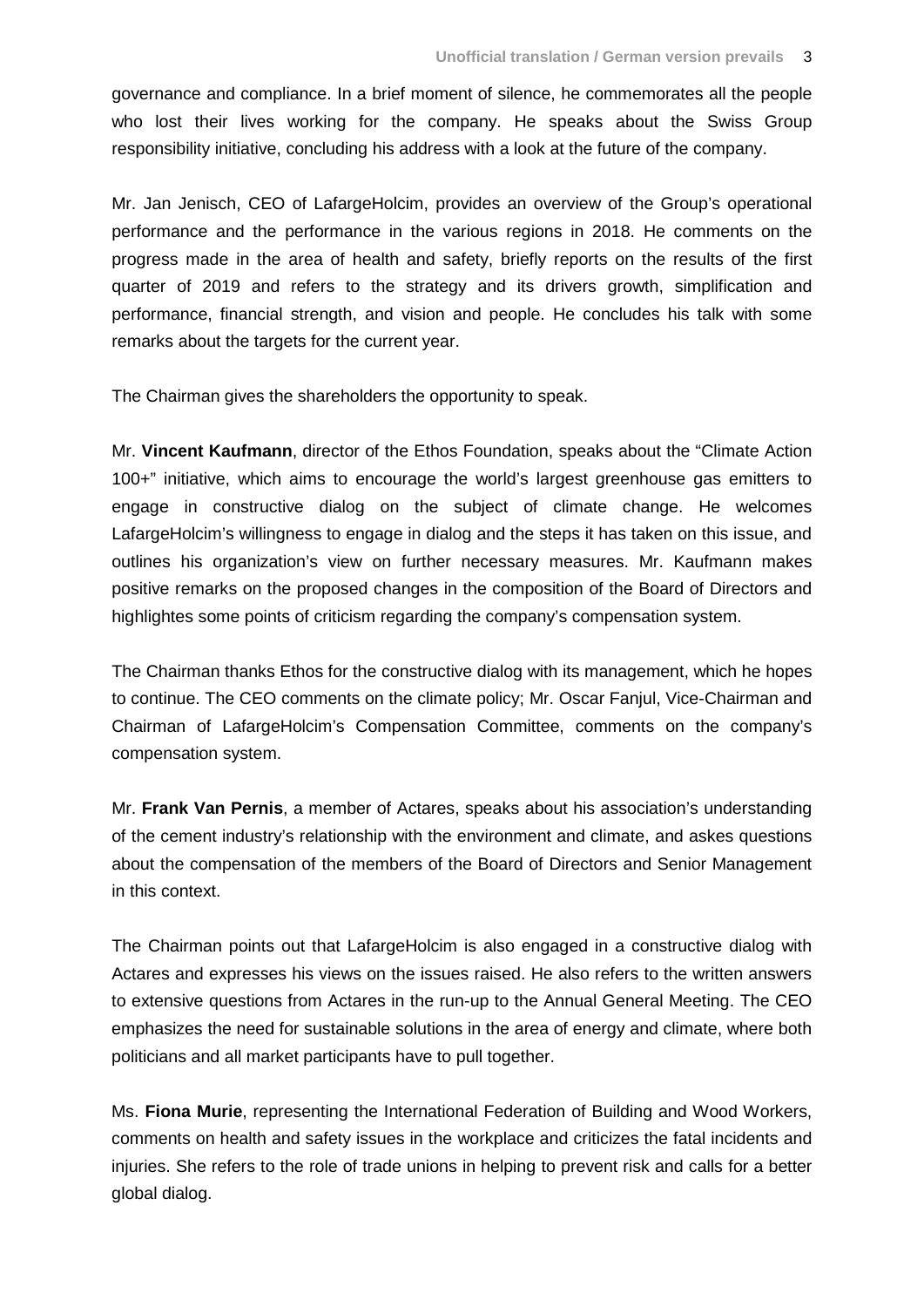governance and compliance. In a brief moment of silence, he commemorates all the people who lost their lives working for the company. He speaks about the Swiss Group responsibility initiative, concluding his address with a look at the future of the company.

Mr. Jan Jenisch, CEO of LafargeHolcim, provides an overview of the Group's operational performance and the performance in the various regions in 2018. He comments on the progress made in the area of health and safety, briefly reports on the results of the first quarter of 2019 and refers to the strategy and its drivers growth, simplification and performance, financial strength, and vision and people. He concludes his talk with some remarks about the targets for the current year.

The Chairman gives the shareholders the opportunity to speak.

Mr. **Vincent Kaufmann**, director of the Ethos Foundation, speaks about the "Climate Action 100+" initiative, which aims to encourage the world's largest greenhouse gas emitters to engage in constructive dialog on the subject of climate change. He welcomes LafargeHolcim's willingness to engage in dialog and the steps it has taken on this issue, and outlines his organization's view on further necessary measures. Mr. Kaufmann makes positive remarks on the proposed changes in the composition of the Board of Directors and highlightes some points of criticism regarding the company's compensation system.

The Chairman thanks Ethos for the constructive dialog with its management, which he hopes to continue. The CEO comments on the climate policy; Mr. Oscar Fanjul, Vice-Chairman and Chairman of LafargeHolcim's Compensation Committee, comments on the company's compensation system.

Mr. **Frank Van Pernis**, a member of Actares, speaks about his association's understanding of the cement industry's relationship with the environment and climate, and askes questions about the compensation of the members of the Board of Directors and Senior Management in this context.

The Chairman points out that LafargeHolcim is also engaged in a constructive dialog with Actares and expresses his views on the issues raised. He also refers to the written answers to extensive questions from Actares in the run-up to the Annual General Meeting. The CEO emphasizes the need for sustainable solutions in the area of energy and climate, where both politicians and all market participants have to pull together.

Ms. **Fiona Murie**, representing the International Federation of Building and Wood Workers, comments on health and safety issues in the workplace and criticizes the fatal incidents and injuries. She refers to the role of trade unions in helping to prevent risk and calls for a better global dialog.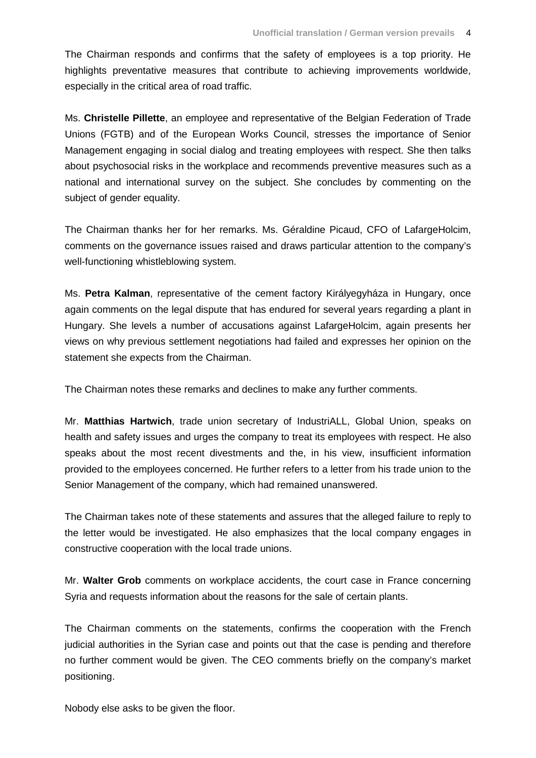The Chairman responds and confirms that the safety of employees is a top priority. He highlights preventative measures that contribute to achieving improvements worldwide, especially in the critical area of road traffic.

Ms. **Christelle Pillette**, an employee and representative of the Belgian Federation of Trade Unions (FGTB) and of the European Works Council, stresses the importance of Senior Management engaging in social dialog and treating employees with respect. She then talks about psychosocial risks in the workplace and recommends preventive measures such as a national and international survey on the subject. She concludes by commenting on the subject of gender equality.

The Chairman thanks her for her remarks. Ms. Géraldine Picaud, CFO of LafargeHolcim, comments on the governance issues raised and draws particular attention to the company's well-functioning whistleblowing system.

Ms. **Petra Kalman**, representative of the cement factory Királyegyháza in Hungary, once again comments on the legal dispute that has endured for several years regarding a plant in Hungary. She levels a number of accusations against LafargeHolcim, again presents her views on why previous settlement negotiations had failed and expresses her opinion on the statement she expects from the Chairman.

The Chairman notes these remarks and declines to make any further comments.

Mr. **Matthias Hartwich**, trade union secretary of IndustriALL, Global Union, speaks on health and safety issues and urges the company to treat its employees with respect. He also speaks about the most recent divestments and the, in his view, insufficient information provided to the employees concerned. He further refers to a letter from his trade union to the Senior Management of the company, which had remained unanswered.

The Chairman takes note of these statements and assures that the alleged failure to reply to the letter would be investigated. He also emphasizes that the local company engages in constructive cooperation with the local trade unions.

Mr. **Walter Grob** comments on workplace accidents, the court case in France concerning Syria and requests information about the reasons for the sale of certain plants.

The Chairman comments on the statements, confirms the cooperation with the French judicial authorities in the Syrian case and points out that the case is pending and therefore no further comment would be given. The CEO comments briefly on the company's market positioning.

Nobody else asks to be given the floor.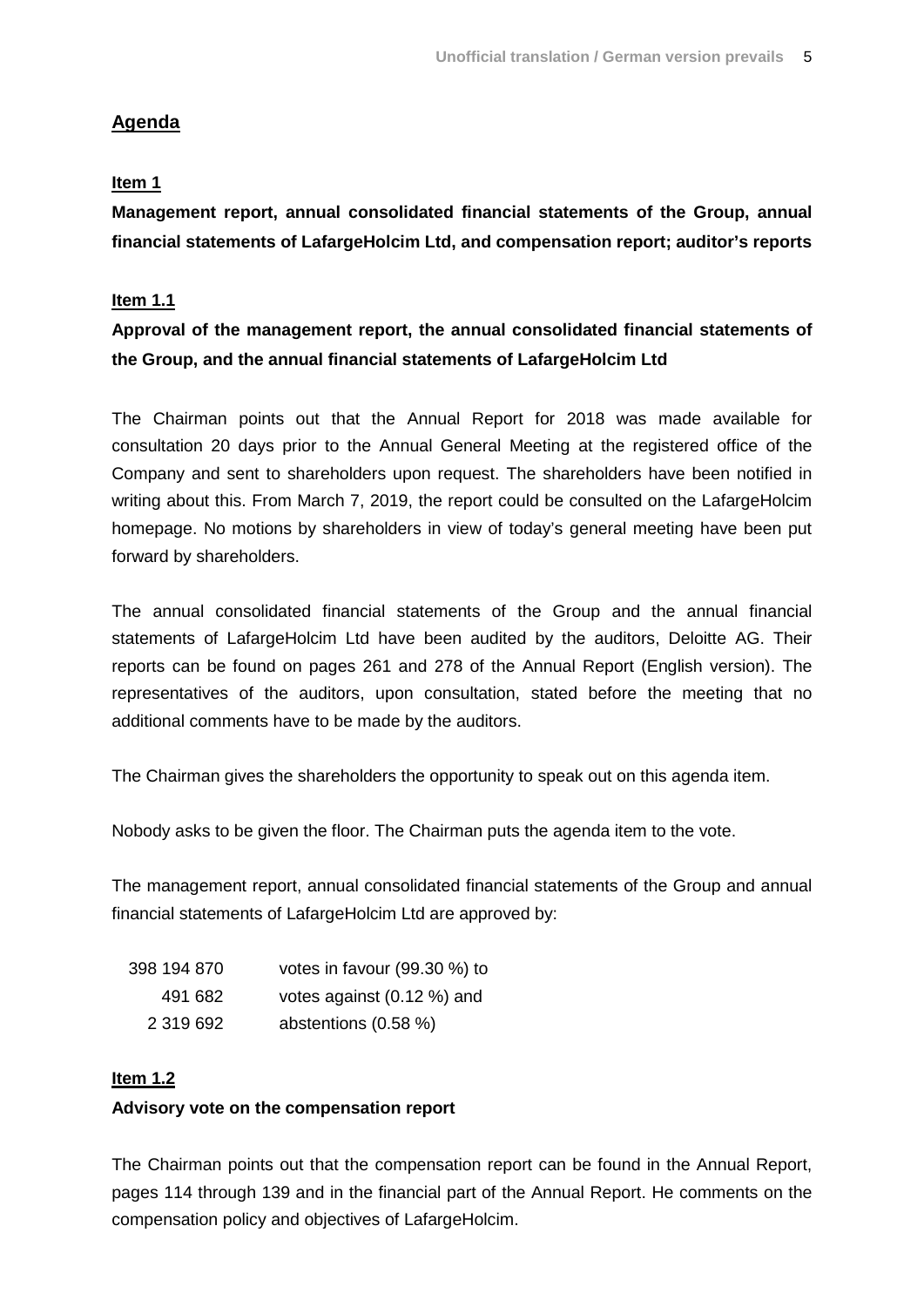## Agenda

**Item 1**

**Management report, annual consolidated financial statements of the Group, annual financial statements of LafargeHolcim Ltd, and compensation report; auditor's reports**

**Item 1.1**

**Approval of the management report, the annual consolidated financial statements of the Group, and the annual financial statements of LafargeHolcim Ltd**

The Chairman points out that the Annual Report for 2018 was made available for consultation 20 days prior to the Annual General Meeting at the registered office of the Company and sent to shareholders upon request. The shareholders have been notified in writing about this. From March 7, 2019, the report could be consulted on the LafargeHolcim homepage. No motions by shareholders in view of today's general meeting have been put forward by shareholders.

The annual consolidated financial statements of the Group and the annual financial statements of LafargeHolcim Ltd have been audited by the auditors, Deloitte AG. Their reports can be found on pages 261 and 278 of the Annual Report (English version). The representatives of the auditors, upon consultation, stated before the meeting that no additional comments have to be made by the auditors.

The Chairman gives the shareholders the opportunity to speak out on this agenda item.

Nobody asks to be given the floor. The Chairman puts the agenda item to the vote.

The management report, annual consolidated financial statements of the Group and annual financial statements of LafargeHolcim Ltd are approved by:

| | |
|---:|---|
| 398 194 870 | votes in favour (99.30 %) to |
| 491 682 | votes against (0.12 %) and |
| 2 319 692 | abstentions (0.58 %) |

**Item 1.2**

**Advisory vote on the compensation report**

The Chairman points out that the compensation report can be found in the Annual Report, pages 114 through 139 and in the financial part of the Annual Report. He comments on the compensation policy and objectives of LafargeHolcim.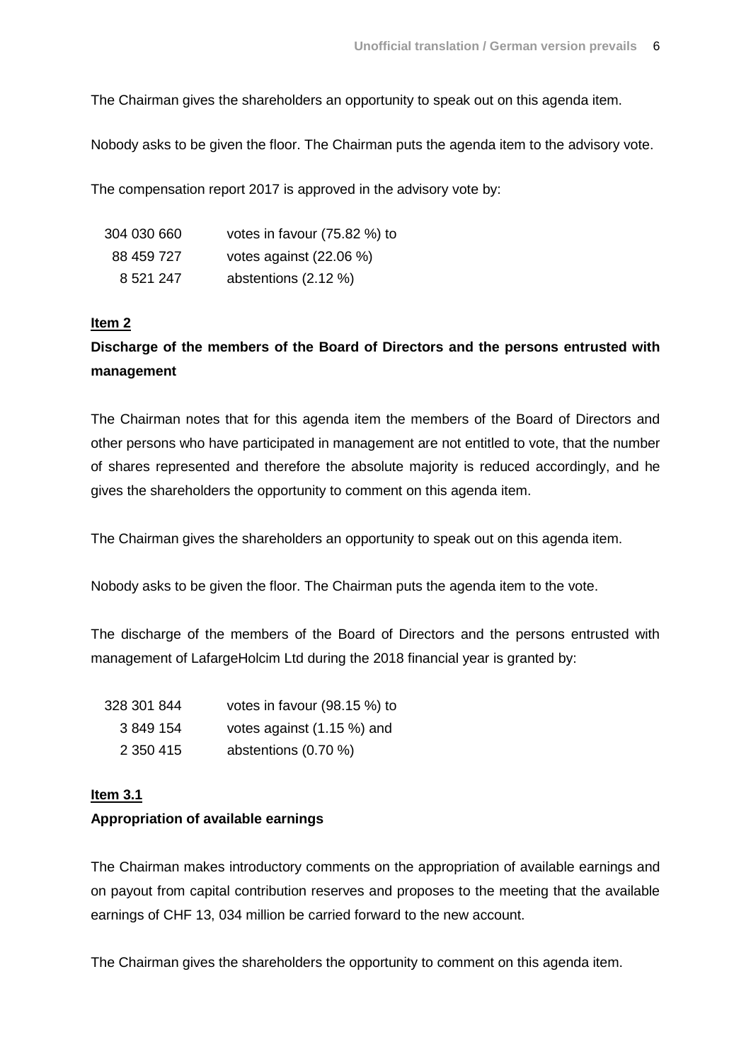The Chairman gives the shareholders an opportunity to speak out on this agenda item.

Nobody asks to be given the floor. The Chairman puts the agenda item to the advisory vote.

The compensation report 2017 is approved in the advisory vote by:

| | |
|---|---|
| 304 030 660 | votes in favour (75.82 %) to |
| 88 459 727 | votes against (22.06 %) |
| 8 521 247 | abstentions (2.12 %) |

**Item 2**

**Discharge of the members of the Board of Directors and the persons entrusted with management**

The Chairman notes that for this agenda item the members of the Board of Directors and other persons who have participated in management are not entitled to vote, that the number of shares represented and therefore the absolute majority is reduced accordingly, and he gives the shareholders the opportunity to comment on this agenda item.

The Chairman gives the shareholders an opportunity to speak out on this agenda item.

Nobody asks to be given the floor. The Chairman puts the agenda item to the vote.

The discharge of the members of the Board of Directors and the persons entrusted with management of LafargeHolcim Ltd during the 2018 financial year is granted by:

| | |
|---|---|
| 328 301 844 | votes in favour (98.15 %) to |
| 3 849 154 | votes against (1.15 %) and |
| 2 350 415 | abstentions (0.70 %) |

**Item 3.1**

**Appropriation of available earnings**

The Chairman makes introductory comments on the appropriation of available earnings and on payout from capital contribution reserves and proposes to the meeting that the available earnings of CHF 13, 034 million be carried forward to the new account.

The Chairman gives the shareholders the opportunity to comment on this agenda item.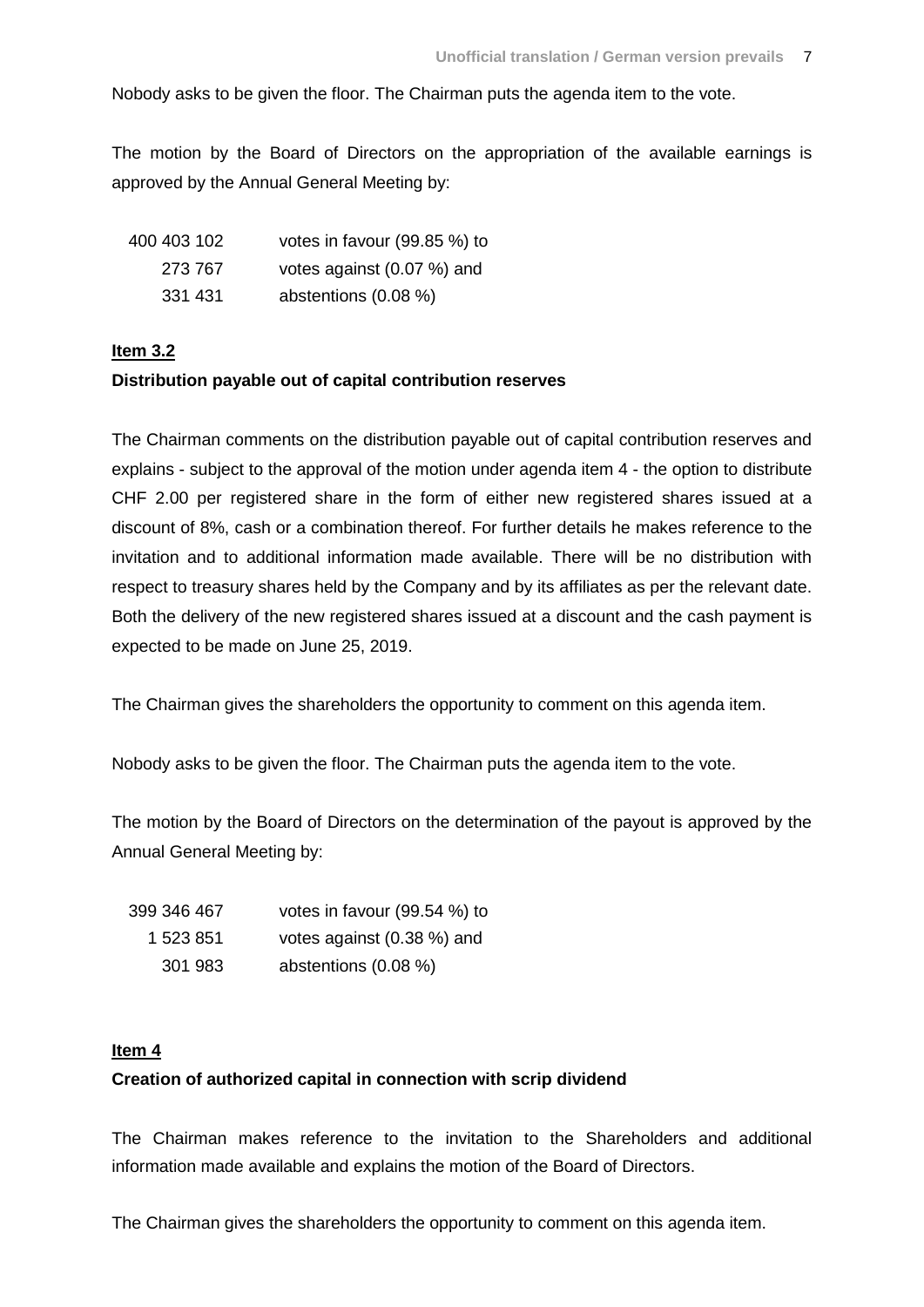Nobody asks to be given the floor. The Chairman puts the agenda item to the vote.

The motion by the Board of Directors on the appropriation of the available earnings is approved by the Annual General Meeting by:

| | |
|---|---|
| 400 403 102 | votes in favour (99.85 %) to |
| 273 767 | votes against (0.07 %) and |
| 331 431 | abstentions (0.08 %) |

**Item 3.2**

**Distribution payable out of capital contribution reserves**

The Chairman comments on the distribution payable out of capital contribution reserves and explains - subject to the approval of the motion under agenda item 4 - the option to distribute CHF 2.00 per registered share in the form of either new registered shares issued at a discount of 8%, cash or a combination thereof. For further details he makes reference to the invitation and to additional information made available. There will be no distribution with respect to treasury shares held by the Company and by its affiliates as per the relevant date. Both the delivery of the new registered shares issued at a discount and the cash payment is expected to be made on June 25, 2019.

The Chairman gives the shareholders the opportunity to comment on this agenda item.

Nobody asks to be given the floor. The Chairman puts the agenda item to the vote.

The motion by the Board of Directors on the determination of the payout is approved by the Annual General Meeting by:

| | |
|---|---|
| 399 346 467 | votes in favour (99.54 %) to |
| 1 523 851 | votes against (0.38 %) and |
| 301 983 | abstentions (0.08 %) |

**Item 4**

**Creation of authorized capital in connection with scrip dividend**

The Chairman makes reference to the invitation to the Shareholders and additional information made available and explains the motion of the Board of Directors.

The Chairman gives the shareholders the opportunity to comment on this agenda item.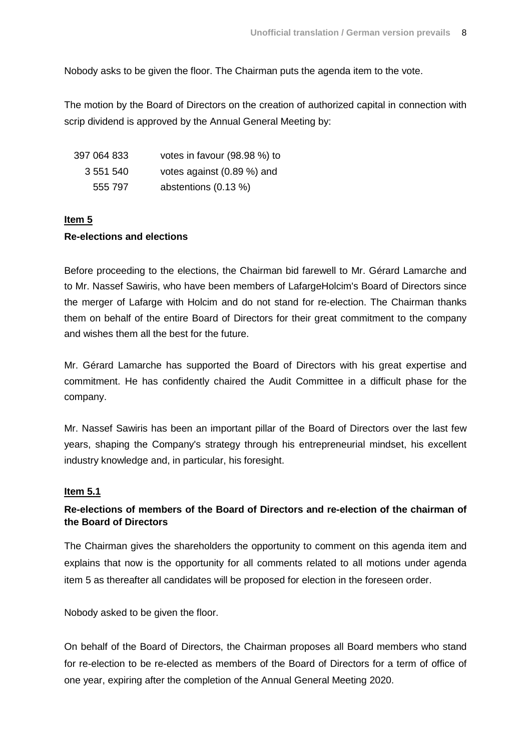Nobody asks to be given the floor. The Chairman puts the agenda item to the vote.

The motion by the Board of Directors on the creation of authorized capital in connection with scrip dividend is approved by the Annual General Meeting by:

| | |
|---|---|
| 397 064 833 | votes in favour (98.98 %) to |
| 3 551 540 | votes against (0.89 %) and |
| 555 797 | abstentions (0.13 %) |

**Item 5**

**Re-elections and elections**

Before proceeding to the elections, the Chairman bid farewell to Mr. Gérard Lamarche and to Mr. Nassef Sawiris, who have been members of LafargeHolcim's Board of Directors since the merger of Lafarge with Holcim and do not stand for re-election. The Chairman thanks them on behalf of the entire Board of Directors for their great commitment to the company and wishes them all the best for the future.

Mr. Gérard Lamarche has supported the Board of Directors with his great expertise and commitment. He has confidently chaired the Audit Committee in a difficult phase for the company.

Mr. Nassef Sawiris has been an important pillar of the Board of Directors over the last few years, shaping the Company's strategy through his entrepreneurial mindset, his excellent industry knowledge and, in particular, his foresight.

**Item 5.1**

**Re-elections of members of the Board of Directors and re-election of the chairman of the Board of Directors**

The Chairman gives the shareholders the opportunity to comment on this agenda item and explains that now is the opportunity for all comments related to all motions under agenda item 5 as thereafter all candidates will be proposed for election in the foreseen order.

Nobody asked to be given the floor.

On behalf of the Board of Directors, the Chairman proposes all Board members who stand for re-election to be re-elected as members of the Board of Directors for a term of office of one year, expiring after the completion of the Annual General Meeting 2020.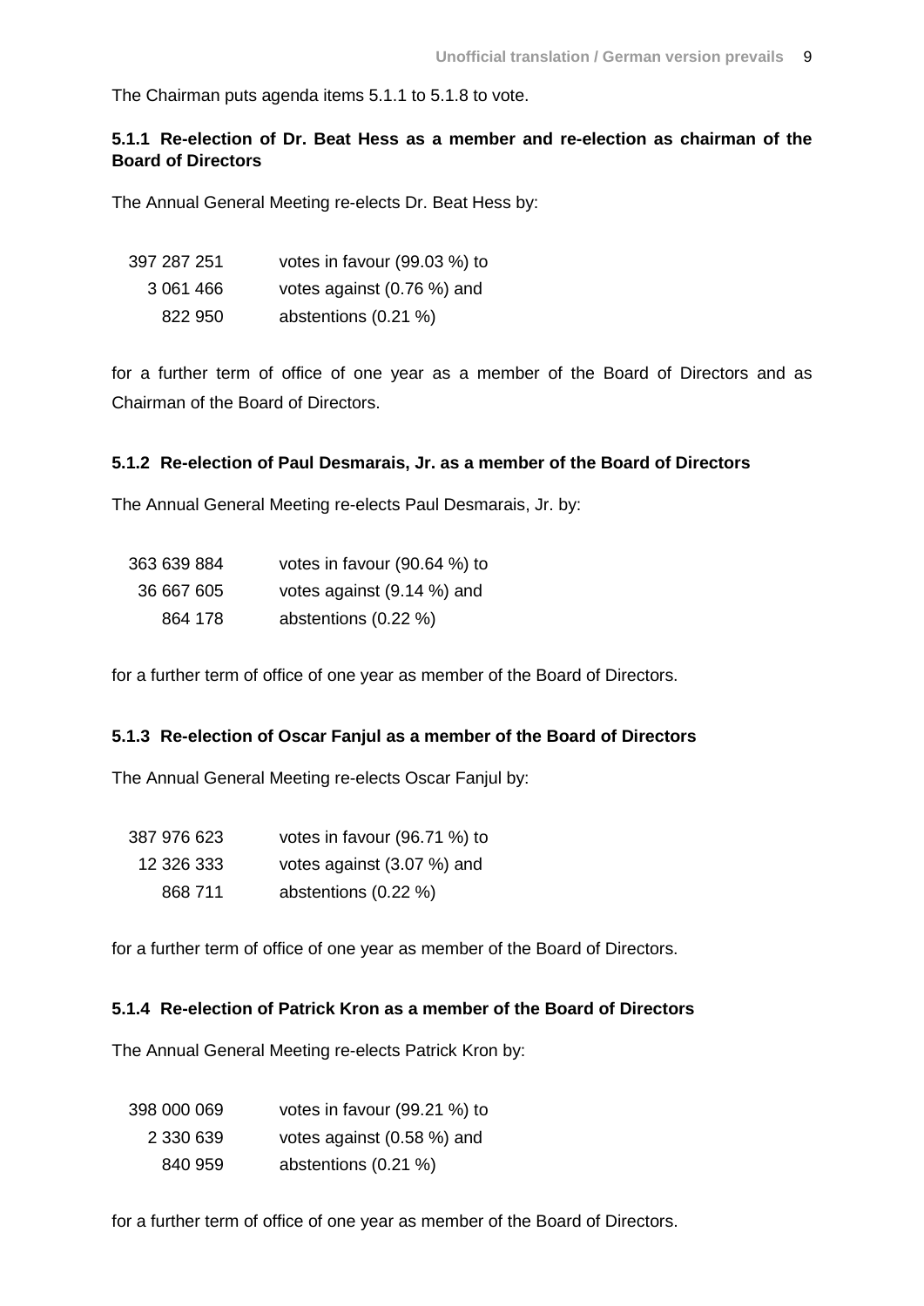The Chairman puts agenda items 5.1.1 to 5.1.8 to vote.

### 5.1.1 Re-election of Dr. Beat Hess as a member and re-election as chairman of the Board of Directors

The Annual General Meeting re-elects Dr. Beat Hess by:

| | |
|---|---|
| 397 287 251 | votes in favour (99.03 %) to |
| 3 061 466 | votes against (0.76 %) and |
| 822 950 | abstentions (0.21 %) |

for a further term of office of one year as a member of the Board of Directors and as Chairman of the Board of Directors.

### 5.1.2 Re-election of Paul Desmarais, Jr. as a member of the Board of Directors

The Annual General Meeting re-elects Paul Desmarais, Jr. by:

| | |
|---|---|
| 363 639 884 | votes in favour (90.64 %) to |
| 36 667 605 | votes against (9.14 %) and |
| 864 178 | abstentions (0.22 %) |

for a further term of office of one year as member of the Board of Directors.

### 5.1.3 Re-election of Oscar Fanjul as a member of the Board of Directors

The Annual General Meeting re-elects Oscar Fanjul by:

| | |
|---|---|
| 387 976 623 | votes in favour (96.71 %) to |
| 12 326 333 | votes against (3.07 %) and |
| 868 711 | abstentions (0.22 %) |

for a further term of office of one year as member of the Board of Directors.

### 5.1.4 Re-election of Patrick Kron as a member of the Board of Directors

The Annual General Meeting re-elects Patrick Kron by:

| | |
|---|---|
| 398 000 069 | votes in favour (99.21 %) to |
| 2 330 639 | votes against (0.58 %) and |
| 840 959 | abstentions (0.21 %) |

for a further term of office of one year as member of the Board of Directors.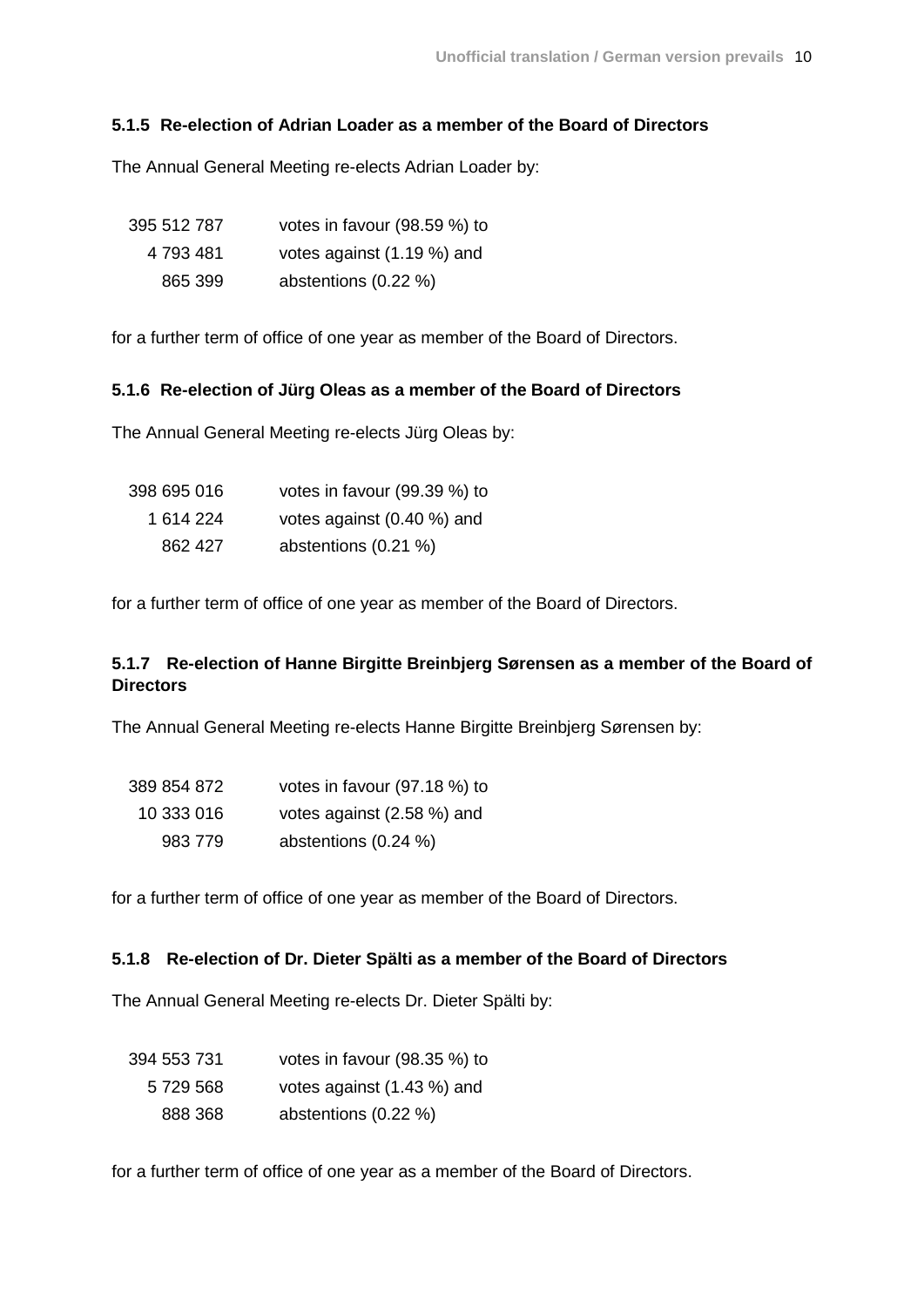#### 5.1.5 Re-election of Adrian Loader as a member of the Board of Directors

The Annual General Meeting re-elects Adrian Loader by:

| | |
|---|---|
| 395 512 787 | votes in favour (98.59 %) to |
| 4 793 481 | votes against (1.19 %) and |
| 865 399 | abstentions (0.22 %) |

for a further term of office of one year as member of the Board of Directors.

#### 5.1.6 Re-election of Jürg Oleas as a member of the Board of Directors

The Annual General Meeting re-elects Jürg Oleas by:

| | |
|---|---|
| 398 695 016 | votes in favour (99.39 %) to |
| 1 614 224 | votes against (0.40 %) and |
| 862 427 | abstentions (0.21 %) |

for a further term of office of one year as member of the Board of Directors.

#### 5.1.7 Re-election of Hanne Birgitte Breinbjerg Sørensen as a member of the Board of Directors

The Annual General Meeting re-elects Hanne Birgitte Breinbjerg Sørensen by:

| | |
|---|---|
| 389 854 872 | votes in favour (97.18 %) to |
| 10 333 016 | votes against (2.58 %) and |
| 983 779 | abstentions (0.24 %) |

for a further term of office of one year as member of the Board of Directors.

#### 5.1.8 Re-election of Dr. Dieter Spälti as a member of the Board of Directors

The Annual General Meeting re-elects Dr. Dieter Spälti by:

| | |
|---|---|
| 394 553 731 | votes in favour (98.35 %) to |
| 5 729 568 | votes against (1.43 %) and |
| 888 368 | abstentions (0.22 %) |

for a further term of office of one year as a member of the Board of Directors.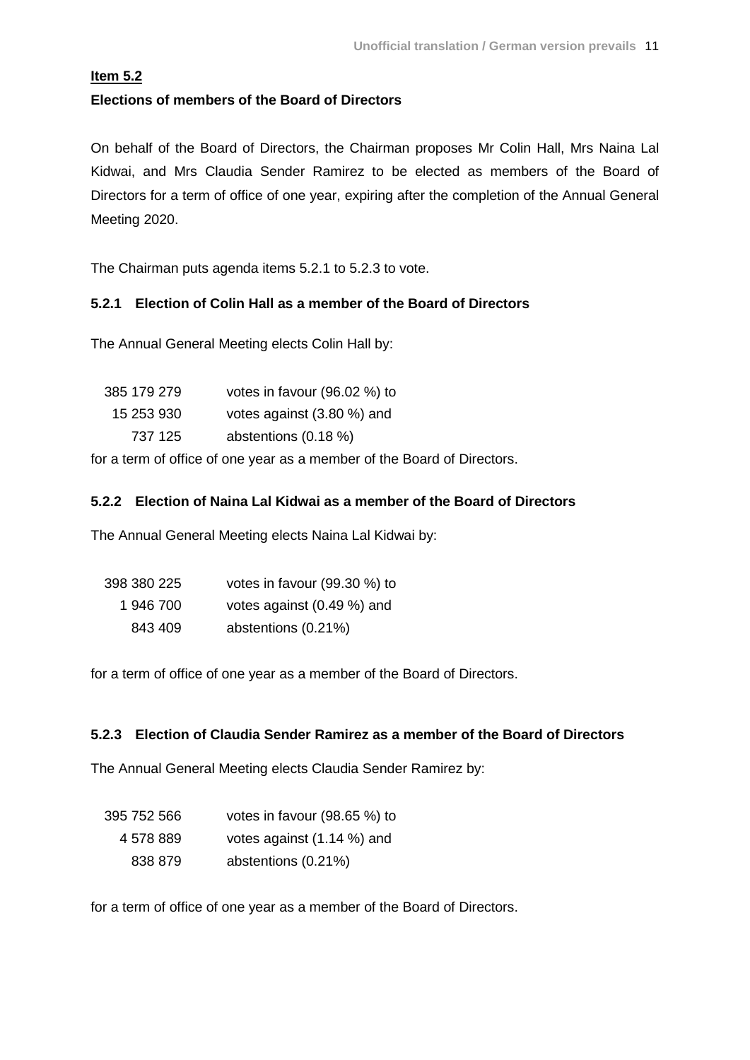**Item 5.2**

**Elections of members of the Board of Directors**

On behalf of the Board of Directors, the Chairman proposes Mr Colin Hall, Mrs Naina Lal Kidwai, and Mrs Claudia Sender Ramirez to be elected as members of the Board of Directors for a term of office of one year, expiring after the completion of the Annual General Meeting 2020.

The Chairman puts agenda items 5.2.1 to 5.2.3 to vote.

### 5.2.1 Election of Colin Hall as a member of the Board of Directors

The Annual General Meeting elects Colin Hall by:

| | |
|---|---|
| 385 179 279 | votes in favour (96.02 %) to |
| 15 253 930 | votes against (3.80 %) and |
| 737 125 | abstentions (0.18 %) |

for a term of office of one year as a member of the Board of Directors.

### 5.2.2 Election of Naina Lal Kidwai as a member of the Board of Directors

The Annual General Meeting elects Naina Lal Kidwai by:

| | |
|---|---|
| 398 380 225 | votes in favour (99.30 %) to |
| 1 946 700 | votes against (0.49 %) and |
| 843 409 | abstentions (0.21%) |

for a term of office of one year as a member of the Board of Directors.

### 5.2.3 Election of Claudia Sender Ramirez as a member of the Board of Directors

The Annual General Meeting elects Claudia Sender Ramirez by:

| | |
|---|---|
| 395 752 566 | votes in favour (98.65 %) to |
| 4 578 889 | votes against (1.14 %) and |
| 838 879 | abstentions (0.21%) |

for a term of office of one year as a member of the Board of Directors.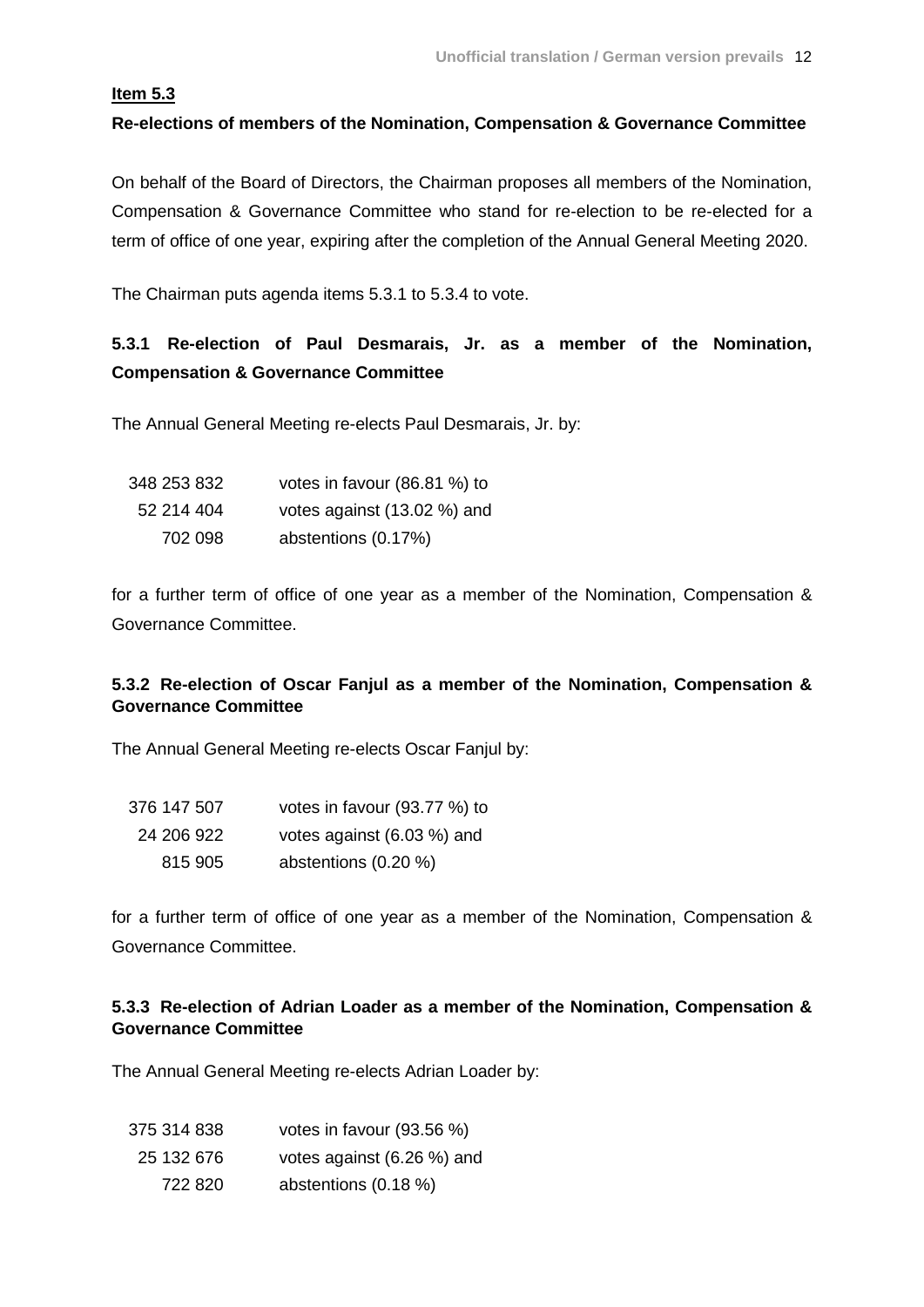**Item 5.3**

**Re-elections of members of the Nomination, Compensation & Governance Committee**

On behalf of the Board of Directors, the Chairman proposes all members of the Nomination, Compensation & Governance Committee who stand for re-election to be re-elected for a term of office of one year, expiring after the completion of the Annual General Meeting 2020.

The Chairman puts agenda items 5.3.1 to 5.3.4 to vote.

### 5.3.1 Re-election of Paul Desmarais, Jr. as a member of the Nomination, Compensation & Governance Committee

The Annual General Meeting re-elects Paul Desmarais, Jr. by:

| | |
|---|---|
| 348 253 832 | votes in favour (86.81 %) to |
| 52 214 404 | votes against (13.02 %) and |
| 702 098 | abstentions (0.17%) |

for a further term of office of one year as a member of the Nomination, Compensation & Governance Committee.

### 5.3.2 Re-election of Oscar Fanjul as a member of the Nomination, Compensation & Governance Committee

The Annual General Meeting re-elects Oscar Fanjul by:

| | |
|---|---|
| 376 147 507 | votes in favour (93.77 %) to |
| 24 206 922 | votes against (6.03 %) and |
| 815 905 | abstentions (0.20 %) |

for a further term of office of one year as a member of the Nomination, Compensation & Governance Committee.

### 5.3.3 Re-election of Adrian Loader as a member of the Nomination, Compensation & Governance Committee

The Annual General Meeting re-elects Adrian Loader by:

| | |
|---|---|
| 375 314 838 | votes in favour (93.56 %) |
| 25 132 676 | votes against (6.26 %) and |
| 722 820 | abstentions (0.18 %) |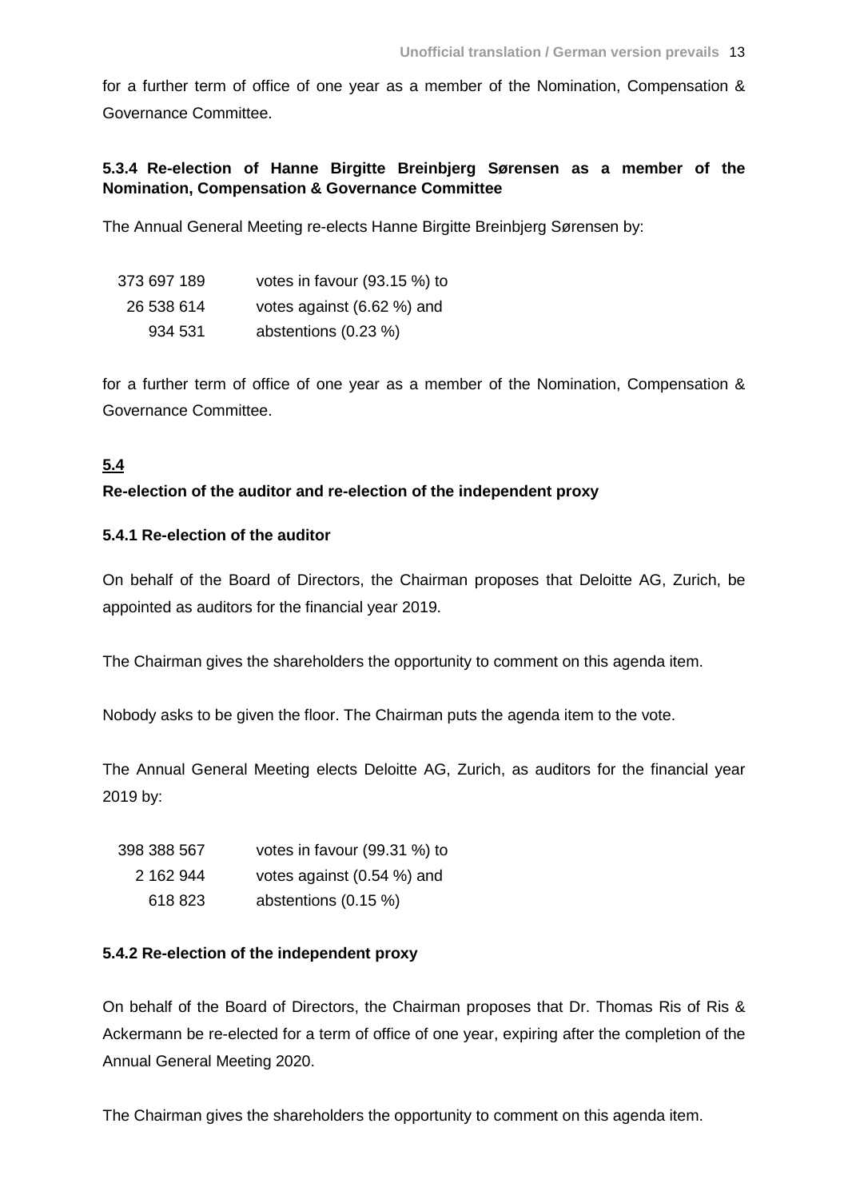for a further term of office of one year as a member of the Nomination, Compensation & Governance Committee.

### 5.3.4 Re-election of Hanne Birgitte Breinbjerg Sørensen as a member of the Nomination, Compensation & Governance Committee

The Annual General Meeting re-elects Hanne Birgitte Breinbjerg Sørensen by:

| | |
|---|---|
| 373 697 189 | votes in favour (93.15 %) to |
| 26 538 614 | votes against (6.62 %) and |
| 934 531 | abstentions (0.23 %) |

for a further term of office of one year as a member of the Nomination, Compensation & Governance Committee.

## 5.4
## Re-election of the auditor and re-election of the independent proxy

### 5.4.1 Re-election of the auditor

On behalf of the Board of Directors, the Chairman proposes that Deloitte AG, Zurich, be appointed as auditors for the financial year 2019.

The Chairman gives the shareholders the opportunity to comment on this agenda item.

Nobody asks to be given the floor. The Chairman puts the agenda item to the vote.

The Annual General Meeting elects Deloitte AG, Zurich, as auditors for the financial year 2019 by:

| | |
|---|---|
| 398 388 567 | votes in favour (99.31 %) to |
| 2 162 944 | votes against (0.54 %) and |
| 618 823 | abstentions (0.15 %) |

### 5.4.2 Re-election of the independent proxy

On behalf of the Board of Directors, the Chairman proposes that Dr. Thomas Ris of Ris & Ackermann be re-elected for a term of office of one year, expiring after the completion of the Annual General Meeting 2020.

The Chairman gives the shareholders the opportunity to comment on this agenda item.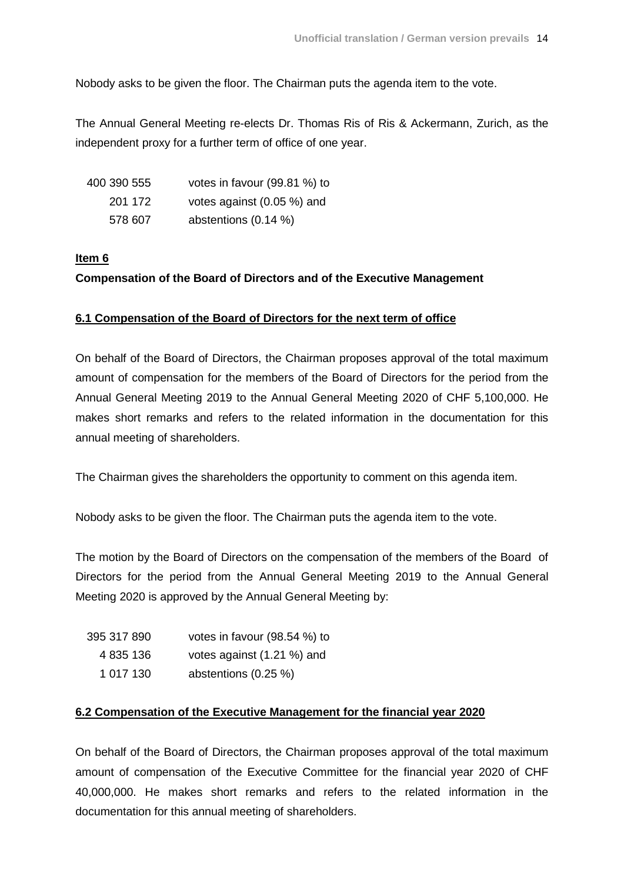Nobody asks to be given the floor. The Chairman puts the agenda item to the vote.

The Annual General Meeting re-elects Dr. Thomas Ris of Ris & Ackermann, Zurich, as the independent proxy for a further term of office of one year.

| | |
|---|---|
| 400 390 555 | votes in favour (99.81 %) to |
| 201 172 | votes against (0.05 %) and |
| 578 607 | abstentions (0.14 %) |

**Item 6**

**Compensation of the Board of Directors and of the Executive Management**

**6.1 Compensation of the Board of Directors for the next term of office**

On behalf of the Board of Directors, the Chairman proposes approval of the total maximum amount of compensation for the members of the Board of Directors for the period from the Annual General Meeting 2019 to the Annual General Meeting 2020 of CHF 5,100,000. He makes short remarks and refers to the related information in the documentation for this annual meeting of shareholders.

The Chairman gives the shareholders the opportunity to comment on this agenda item.

Nobody asks to be given the floor. The Chairman puts the agenda item to the vote.

The motion by the Board of Directors on the compensation of the members of the Board of Directors for the period from the Annual General Meeting 2019 to the Annual General Meeting 2020 is approved by the Annual General Meeting by:

| | |
|---|---|
| 395 317 890 | votes in favour (98.54 %) to |
| 4 835 136 | votes against (1.21 %) and |
| 1 017 130 | abstentions (0.25 %) |

**6.2 Compensation of the Executive Management for the financial year 2020**

On behalf of the Board of Directors, the Chairman proposes approval of the total maximum amount of compensation of the Executive Committee for the financial year 2020 of CHF 40,000,000. He makes short remarks and refers to the related information in the documentation for this annual meeting of shareholders.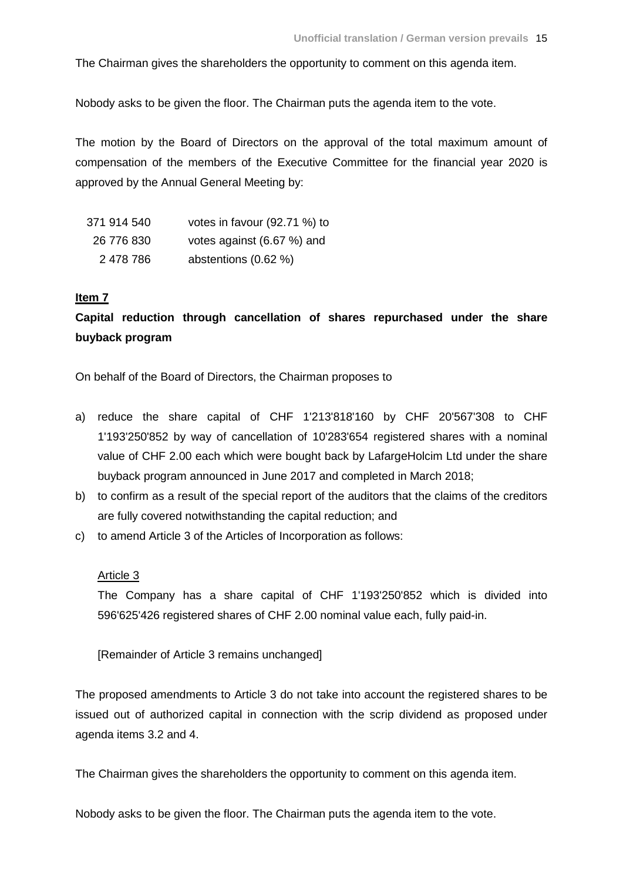The Chairman gives the shareholders the opportunity to comment on this agenda item.

Nobody asks to be given the floor. The Chairman puts the agenda item to the vote.

The motion by the Board of Directors on the approval of the total maximum amount of compensation of the members of the Executive Committee for the financial year 2020 is approved by the Annual General Meeting by:

| | |
|---|---|
| 371 914 540 | votes in favour (92.71 %) to |
| 26 776 830 | votes against (6.67 %) and |
| 2 478 786 | abstentions (0.62 %) |

**Item 7**

**Capital reduction through cancellation of shares repurchased under the share buyback program**

On behalf of the Board of Directors, the Chairman proposes to

a) reduce the share capital of CHF 1'213'818'160 by CHF 20'567'308 to CHF 1'193'250'852 by way of cancellation of 10'283'654 registered shares with a nominal value of CHF 2.00 each which were bought back by LafargeHolcim Ltd under the share buyback program announced in June 2017 and completed in March 2018;

b) to confirm as a result of the special report of the auditors that the claims of the creditors are fully covered notwithstanding the capital reduction; and

c) to amend Article 3 of the Articles of Incorporation as follows:

Article 3

The Company has a share capital of CHF 1'193'250'852 which is divided into 596'625'426 registered shares of CHF 2.00 nominal value each, fully paid-in.

[Remainder of Article 3 remains unchanged]

The proposed amendments to Article 3 do not take into account the registered shares to be issued out of authorized capital in connection with the scrip dividend as proposed under agenda items 3.2 and 4.

The Chairman gives the shareholders the opportunity to comment on this agenda item.

Nobody asks to be given the floor. The Chairman puts the agenda item to the vote.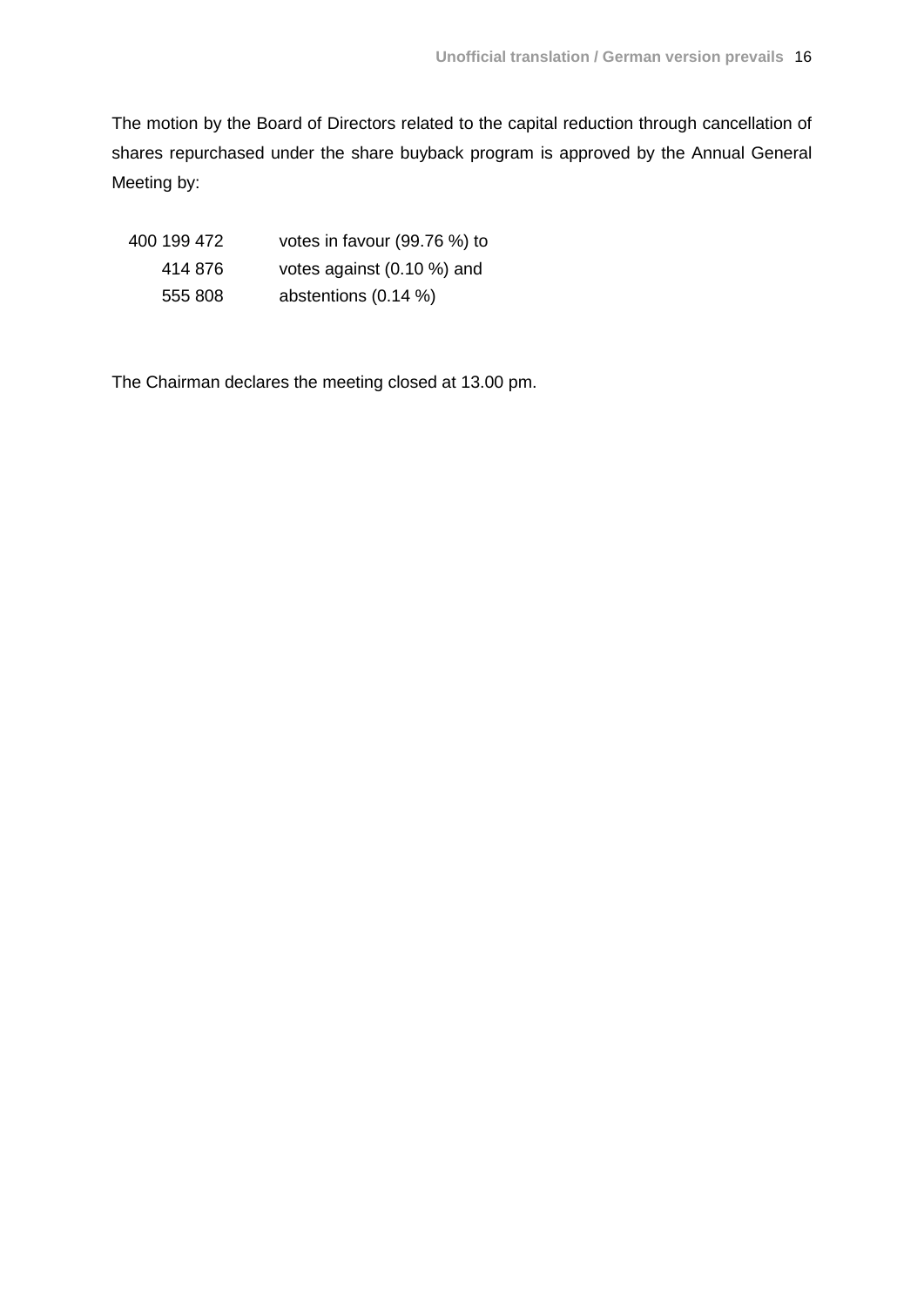The motion by the Board of Directors related to the capital reduction through cancellation of shares repurchased under the share buyback program is approved by the Annual General Meeting by:

| | |
|---|---|
| 400 199 472 | votes in favour (99.76 %) to |
| 414 876 | votes against (0.10 %) and |
| 555 808 | abstentions (0.14 %) |

The Chairman declares the meeting closed at 13.00 pm.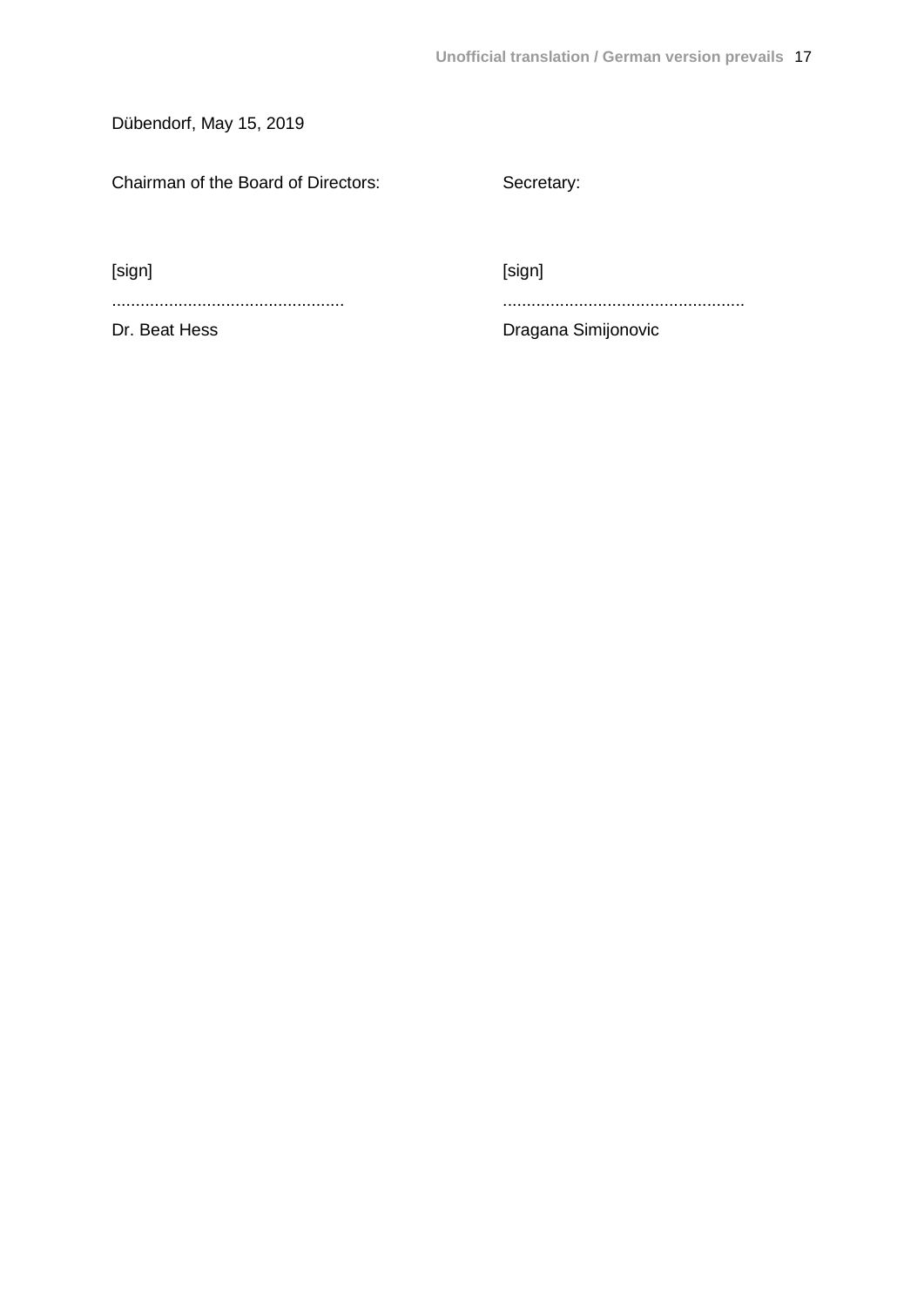Dübendorf, May 15, 2019

| Chairman of the Board of Directors: | Secretary: |
|---|---|
| [sign] | [sign] |
| ................................................. | ................................................... |
| Dr. Beat Hess | Dragana Simijonovic |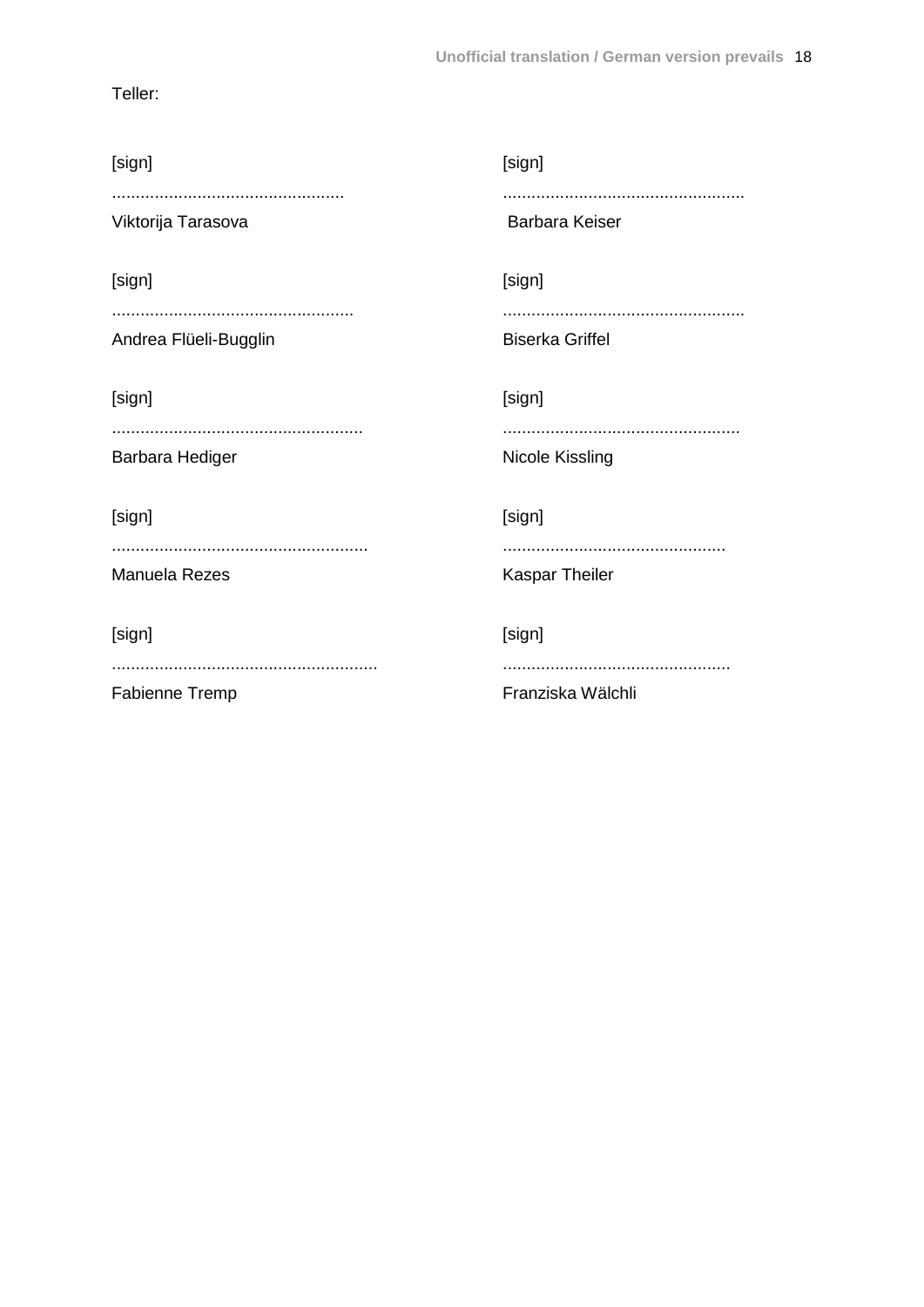Teller:

| | |
|---|---|
| [sign] | [sign] |
| ................................................. | ................................................... |
| Viktorija Tarasova | Barbara Keiser |
| [sign] | [sign] |
| ................................................... | ................................................... |
| Andrea Flüeli-Bugglin | Biserka Griffel |
| [sign] | [sign] |
| ..................................................... | .................................................. |
| Barbara Hediger | Nicole Kissling |
| [sign] | [sign] |
| ...................................................... | ............................................... |
| Manuela Rezes | Kaspar Theiler |
| [sign] | [sign] |
| ........................................................ | ................................................ |
| Fabienne Tremp | Franziska Wälchli |